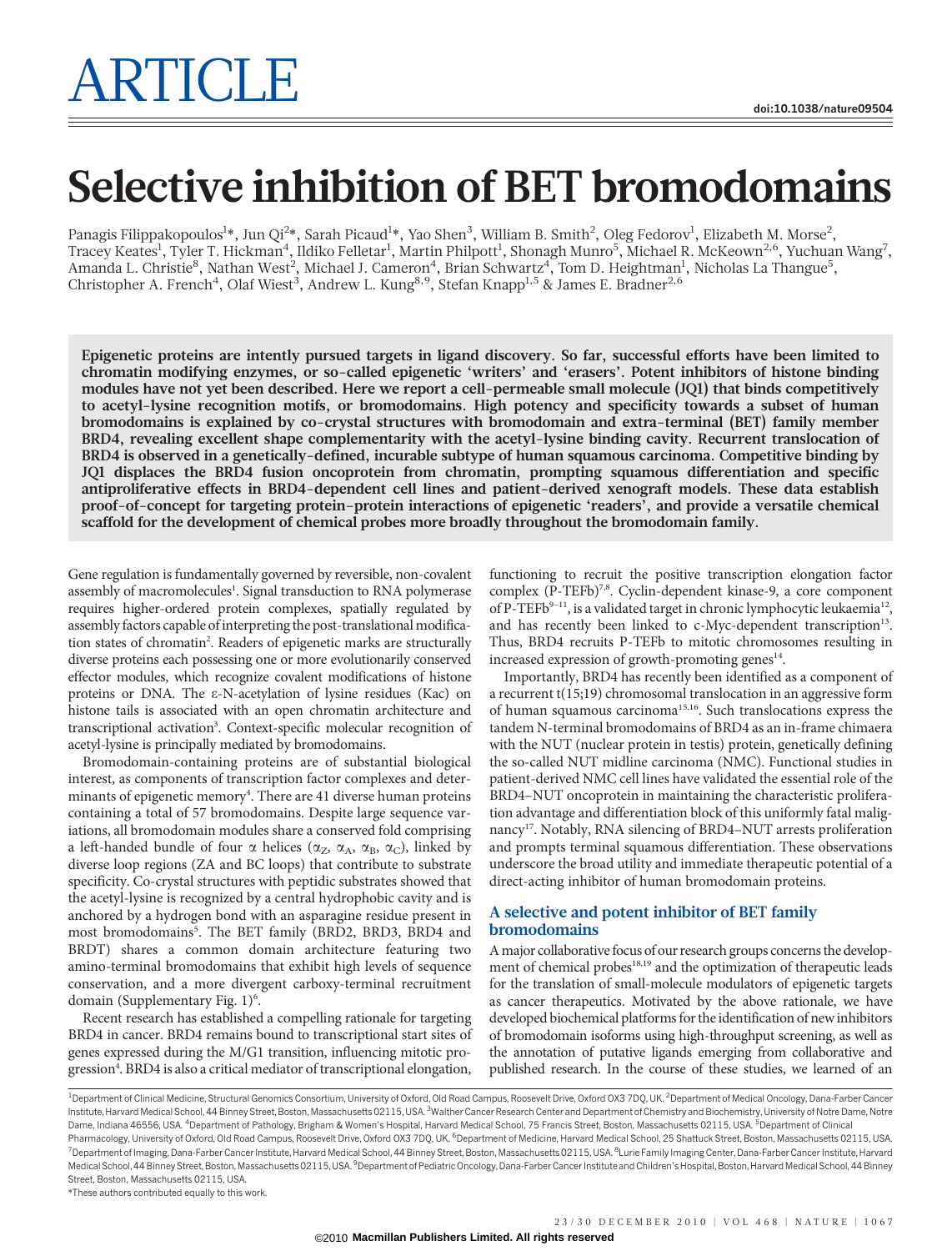# ARTICLE

doi:10.1038/nature09504

# Selective inhibition of BET bromodomains

Panagis Filippakopoulos[1]*, Jun Qi[2]*, Sarah Picaud[1]*, Yao Shen[3], William B. Smith[2], Oleg Fedorov[1], Elizabeth M. Morse[2], Tracey Keates[1], Tyler T. Hickman[4], Ildiko Felletar[1], Martin Philpott[1], Shonagh Munro[5], Michael R. McKeown[2,6], Yuchuan Wang[7], Amanda L. Christie[8], Nathan West[2], Michael J. Cameron[4], Brian Schwartz[4], Tom D. Heightman[1], Nicholas La Thangue[5], Christopher A. French[4], Olaf Wiest[3], Andrew L. Kung[8,9], Stefan Knapp[1,5] & James E. Bradner[2,6]

**Epigenetic proteins are intently pursued targets in ligand discovery. So far, successful efforts have been limited to chromatin modifying enzymes, or so-called epigenetic 'writers' and 'erasers'. Potent inhibitors of histone binding modules have not yet been described. Here we report a cell-permeable small molecule (JQ1) that binds competitively to acetyl-lysine recognition motifs, or bromodomains. High potency and specificity towards a subset of human bromodomains is explained by co-crystal structures with bromodomain and extra-terminal (BET) family member BRD4, revealing excellent shape complementarity with the acetyl-lysine binding cavity. Recurrent translocation of BRD4 is observed in a genetically-defined, incurable subtype of human squamous carcinoma. Competitive binding by JQ1 displaces the BRD4 fusion oncoprotein from chromatin, prompting squamous differentiation and specific antiproliferative effects in BRD4-dependent cell lines and patient-derived xenograft models. These data establish proof-of-concept for targeting protein–protein interactions of epigenetic 'readers', and provide a versatile chemical scaffold for the development of chemical probes more broadly throughout the bromodomain family.**

Gene regulation is fundamentally governed by reversible, non-covalent assembly of macromolecules[1]. Signal transduction to RNA polymerase requires higher-ordered protein complexes, spatially regulated by assembly factors capable of interpreting the post-translational modification states of chromatin[2]. Readers of epigenetic marks are structurally diverse proteins each possessing one or more evolutionarily conserved effector modules, which recognize covalent modifications of histone proteins or DNA. The ε-N-acetylation of lysine residues (Kac) on histone tails is associated with an open chromatin architecture and transcriptional activation[3]. Context-specific molecular recognition of acetyl-lysine is principally mediated by bromodomains.

Bromodomain-containing proteins are of substantial biological interest, as components of transcription factor complexes and determinants of epigenetic memory[4]. There are 41 diverse human proteins containing a total of 57 bromodomains. Despite large sequence variations, all bromodomain modules share a conserved fold comprising a left-handed bundle of four α helices ($\alpha_Z$, $\alpha_A$, $\alpha_B$, $\alpha_C$), linked by diverse loop regions (ZA and BC loops) that contribute to substrate specificity. Co-crystal structures with peptidic substrates showed that the acetyl-lysine is recognized by a central hydrophobic cavity and is anchored by a hydrogen bond with an asparagine residue present in most bromodomains[5]. The BET family (BRD2, BRD3, BRD4 and BRDT) shares a common domain architecture featuring two amino-terminal bromodomains that exhibit high levels of sequence conservation, and a more divergent carboxy-terminal recruitment domain (Supplementary Fig. 1)[6].

Recent research has established a compelling rationale for targeting BRD4 in cancer. BRD4 remains bound to transcriptional start sites of genes expressed during the M/G1 transition, influencing mitotic progression[4]. BRD4 is also a critical mediator of transcriptional elongation, functioning to recruit the positive transcription elongation factor complex (P-TEFb)[7,8]. Cyclin-dependent kinase-9, a core component of P-TEFb[9–11], is a validated target in chronic lymphocytic leukaemia[12], and has recently been linked to c-Myc-dependent transcription[13]. Thus, BRD4 recruits P-TEFb to mitotic chromosomes resulting in increased expression of growth-promoting genes[14].

Importantly, BRD4 has recently been identified as a component of a recurrent t(15;19) chromosomal translocation in an aggressive form of human squamous carcinoma[15,16]. Such translocations express the tandem N-terminal bromodomains of BRD4 as an in-frame chimaera with the NUT (nuclear protein in testis) protein, genetically defining the so-called NUT midline carcinoma (NMC). Functional studies in patient-derived NMC cell lines have validated the essential role of the BRD4–NUT oncoprotein in maintaining the characteristic proliferation advantage and differentiation block of this uniformly fatal malignancy[17]. Notably, RNA silencing of BRD4–NUT arrests proliferation and prompts terminal squamous differentiation. These observations underscore the broad utility and immediate therapeutic potential of a direct-acting inhibitor of human bromodomain proteins.

## A selective and potent inhibitor of BET family bromodomains

A major collaborative focus of our research groups concerns the development of chemical probes[18,19] and the optimization of therapeutic leads for the translation of small-molecule modulators of epigenetic targets as cancer therapeutics. Motivated by the above rationale, we have developed biochemical platforms for the identification of new inhibitors of bromodomain isoforms using high-throughput screening, as well as the annotation of putative ligands emerging from collaborative and published research. In the course of these studies, we learned of an

[1]Department of Clinical Medicine, Structural Genomics Consortium, University of Oxford, Old Road Campus, Roosevelt Drive, Oxford OX3 7DQ, UK. [2]Department of Medical Oncology, Dana-Farber Cancer Institute, Harvard Medical School, 44 Binney Street, Boston, Massachusetts 02115, USA. [3]Walther Cancer Research Center and Department of Chemistry and Biochemistry, University of Notre Dame, Notre Dame, Indiana 46556, USA. [4]Department of Pathology, Brigham & Women's Hospital, Harvard Medical School, 75 Francis Street, Boston, Massachusetts 02115, USA. [5]Department of Clinical Pharmacology, University of Oxford, Old Road Campus, Roosevelt Drive, Oxford OX3 7DQ, UK. [6]Department of Medicine, Harvard Medical School, 25 Shattuck Street, Boston, Massachusetts 02115, USA. [7]Department of Imaging, Dana-Farber Cancer Institute, Harvard Medical School, 44 Binney Street, Boston, Massachusetts 02115, USA. [8]Lurie Family Imaging Center, Dana-Farber Cancer Institute, Harvard Medical School, 44 Binney Street, Boston, Massachusetts 02115, USA. [9]Department of Pediatric Oncology, Dana-Farber Cancer Institute and Children's Hospital, Boston, Harvard Medical School, 44 Binney Street, Boston, Massachusetts 02115, USA.

*These authors contributed equally to this work.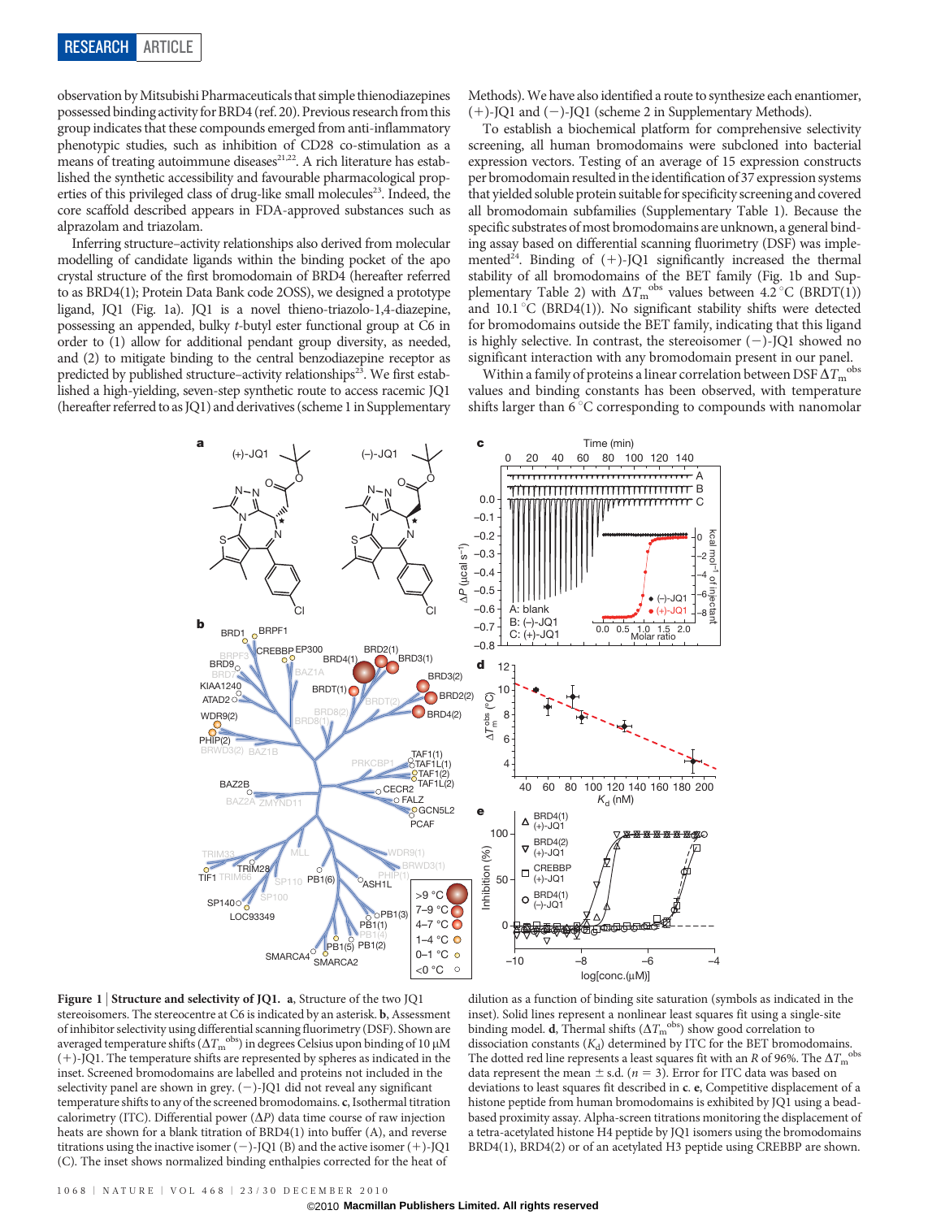observation by Mitsubishi Pharmaceuticals that simple thienodiazepines possessed binding activity for BRD4 (ref. 20). Previous research from this group indicates that these compounds emerged from anti-inflammatory phenotypic studies, such as inhibition of CD28 co-stimulation as a means of treating autoimmune diseases[21,22]. A rich literature has established the synthetic accessibility and favourable pharmacological properties of this privileged class of drug-like small molecules[23]. Indeed, the core scaffold described appears in FDA-approved substances such as alprazolam and triazolam.

Inferring structure–activity relationships also derived from molecular modelling of candidate ligands within the binding pocket of the apo crystal structure of the first bromodomain of BRD4 (hereafter referred to as BRD4(1); Protein Data Bank code 2OSS), we designed a prototype ligand, JQ1 (Fig. 1a). JQ1 is a novel thieno-triazolo-1,4-diazepine, possessing an appended, bulky *t*-butyl ester functional group at C6 in order to (1) allow for additional pendant group diversity, as needed, and (2) to mitigate binding to the central benzodiazepine receptor as predicted by published structure–activity relationships[23]. We first established a high-yielding, seven-step synthetic route to access racemic JQ1 (hereafter referred to as JQ1) and derivatives (scheme 1 in Supplementary Methods). We have also identified a route to synthesize each enantiomer, (+)-JQ1 and (−)-JQ1 (scheme 2 in Supplementary Methods).

To establish a biochemical platform for comprehensive selectivity screening, all human bromodomains were subcloned into bacterial expression vectors. Testing of an average of 15 expression constructs per bromodomain resulted in the identification of 37 expression systems that yielded soluble protein suitable for specificity screening and covered all bromodomain subfamilies (Supplementary Table 1). Because the specific substrates of most bromodomains are unknown, a general binding assay based on differential scanning fluorimetry (DSF) was implemented[24]. Binding of (+)-JQ1 significantly increased the thermal stability of all bromodomains of the BET family (Fig. 1b and Supplementary Table 2) with $\Delta T_m^{obs}$ values between 4.2 °C (BRDT(1)) and 10.1 °C (BRD4(1)). No significant stability shifts were detected for bromodomains outside the BET family, indicating that this ligand is highly selective. In contrast, the stereoisomer (−)-JQ1 showed no significant interaction with any bromodomain present in our panel.

Within a family of proteins a linear correlation between DSF $\Delta T_m^{obs}$ values and binding constants has been observed, with temperature shifts larger than 6 °C corresponding to compounds with nanomolar

**Figure 1 | Structure and selectivity of JQ1.** **a**, Structure of the two JQ1 stereoisomers. The stereocentre at C6 is indicated by an asterisk. **b**, Assessment of inhibitor selectivity using differential scanning fluorimetry (DSF). Shown are averaged temperature shifts ($\Delta T_m^{obs}$) in degrees Celsius upon binding of 10 μM (+)-JQ1. The temperature shifts are represented by spheres as indicated in the inset. Screened bromodomains are labelled and proteins not included in the selectivity panel are shown in grey. (−)-JQ1 did not reveal any significant temperature shifts to any of the screened bromodomains. **c**, Isothermal titration calorimetry (ITC). Differential power (ΔP) data time course of raw injection heats are shown for a blank titration of BRD4(1) into buffer (A), and reverse titrations using the inactive isomer (−)-JQ1 (B) and the active isomer (+)-JQ1 (C). The inset shows normalized binding enthalpies corrected for the heat of dilution as a function of binding site saturation (symbols as indicated in the inset). Solid lines represent a nonlinear least squares fit using a single-site binding model. **d**, Thermal shifts ($\Delta T_m^{obs}$) show good correlation to dissociation constants ($K_d$) determined by ITC for the BET bromodomains. The dotted red line represents a least squares fit with an *R* of 96%. The $\Delta T_m^{obs}$ data represent the mean ± s.d. (*n* = 3). Error for ITC data was based on deviations to least squares fit described in **c**. **e**, Competitive displacement of a histone peptide from human bromodomains is exhibited by JQ1 using a bead-based proximity assay. Alpha-screen titrations monitoring the displacement of a tetra-acetylated histone H4 peptide by JQ1 isomers using the bromodomains BRD4(1), BRD4(2) or of an acetylated H3 peptide using CREBBP are shown.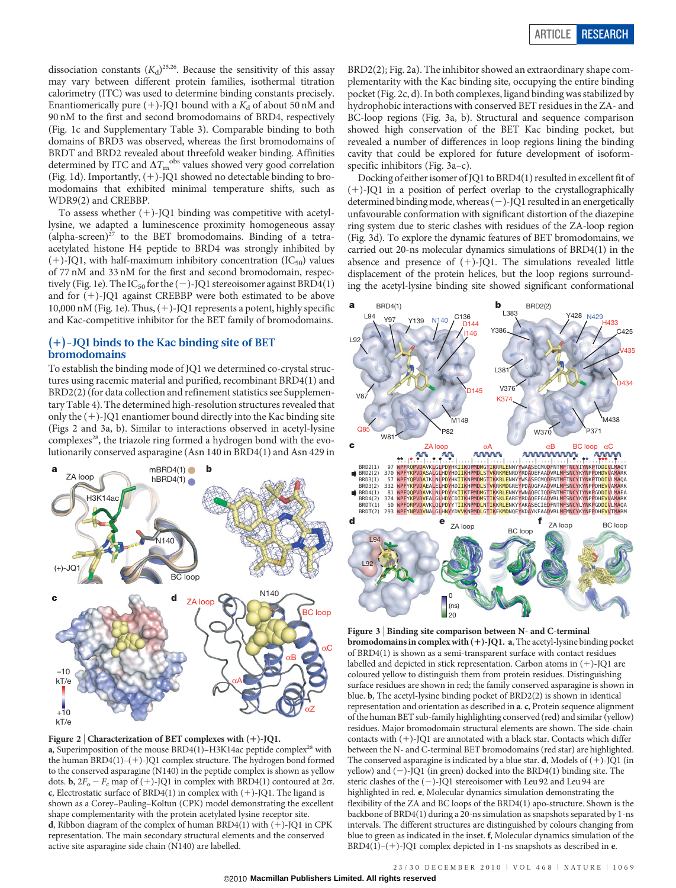dissociation constants ($K_d$)[25,26]. Because the sensitivity of this assay may vary between different protein families, isothermal titration calorimetry (ITC) was used to determine binding constants precisely. Enantiomerically pure (+)-JQ1 bound with a $K_d$ of about 50 nM and 90 nM to the first and second bromodomains of BRD4, respectively (Fig. 1c and Supplementary Table 3). Comparable binding to both domains of BRD3 was observed, whereas the first bromodomains of BRDT and BRD2 revealed about threefold weaker binding. Affinities determined by ITC and $\Delta T_m^{obs}$ values showed very good correlation (Fig. 1d). Importantly, (+)-JQ1 showed no detectable binding to bromodomains that exhibited minimal temperature shifts, such as WDR9(2) and CREBBP.

To assess whether (+)-JQ1 binding was competitive with acetyl-lysine, we adapted a luminescence proximity homogeneous assay (alpha-screen)[27] to the BET bromodomains. Binding of a tetra-acetylated histone H4 peptide to BRD4 was strongly inhibited by (+)-JQ1, with half-maximum inhibitory concentration ($IC_{50}$) values of 77 nM and 33 nM for the first and second bromodomain, respectively (Fig. 1e). The $IC_{50}$ for the (−)-JQ1 stereoisomer against BRD4(1) and for (+)-JQ1 against CREBBP were both estimated to be above 10,000 nM (Fig. 1e). Thus, (+)-JQ1 represents a potent, highly specific and Kac-competitive inhibitor for the BET family of bromodomains.

## (+)-JQ1 binds to the Kac binding site of BET bromodomains

To establish the binding mode of JQ1 we determined co-crystal structures using racemic material and purified, recombinant BRD4(1) and BRD2(2) (for data collection and refinement statistics see Supplementary Table 4). The determined high-resolution structures revealed that only the (+)-JQ1 enantiomer bound directly into the Kac binding site (Figs 2 and 3a, b). Similar to interactions observed in acetyl-lysine complexes[28], the triazole ring formed a hydrogen bond with the evolutionarily conserved asparagine (Asn 140 in BRD4(1) and Asn 429 in BRD2(2); Fig. 2a). The inhibitor showed an extraordinary shape complementarity with the Kac binding site, occupying the entire binding pocket (Fig. 2c, d). In both complexes, ligand binding was stabilized by hydrophobic interactions with conserved BET residues in the ZA- and BC-loop regions (Fig. 3a, b). Structural and sequence comparison showed high conservation of the BET Kac binding pocket, but revealed a number of differences in loop regions lining the binding cavity that could be explored for future development of isoform-specific inhibitors (Fig. 3a–c).

Docking of either isomer of JQ1 to BRD4(1) resulted in excellent fit of (+)-JQ1 in a position of perfect overlap to the crystallographically determined binding mode, whereas (−)-JQ1 resulted in an energetically unfavourable conformation with significant distortion of the diazepine ring system due to steric clashes with residues of the ZA-loop region (Fig. 3d). To explore the dynamic features of BET bromodomains, we carried out 20-ns molecular dynamics simulations of BRD4(1) in the absence and presence of (+)-JQ1. The simulations revealed little displacement of the protein helices, but the loop regions surrounding the acetyl-lysine binding site showed significant conformational

**Figure 2 | Characterization of BET complexes with (+)-JQ1.** **a**, Superimposition of the mouse BRD4(1)–H3K14ac peptide complex[28] with the human BRD4(1)–(+)-JQ1 complex structure. The hydrogen bond formed to the conserved asparagine (N140) in the peptide complex is shown as yellow dots. **b**, $2F_o - F_c$ map of (+)-JQ1 in complex with BRD4(1) contoured at 2σ. **c**, Electrostatic surface of BRD4(1) in complex with (+)-JQ1. The ligand is shown as a Corey–Pauling–Koltun (CPK) model demonstrating the excellent shape complementarity with the protein acetylated lysine receptor site. **d**, Ribbon diagram of the complex of human BRD4(1) with (+)-JQ1 in CPK representation. The main secondary structural elements and the conserved active site asparagine side chain (N140) are labelled.

**Figure 3 | Binding site comparison between N- and C-terminal bromodomains in complex with (+)-JQ1.** **a**, The acetyl-lysine binding pocket of BRD4(1) is shown as a semi-transparent surface with contact residues labelled and depicted in stick representation. Carbon atoms in (+)-JQ1 are coloured yellow to distinguish them from protein residues. Distinguishing surface residues are shown in red; the family conserved asparagine is shown in blue. **b**, The acetyl-lysine binding pocket of BRD2(2) is shown in identical representation and orientation as described in **a**. **c**, Protein sequence alignment of the human BET sub-family highlighting conserved (red) and similar (yellow) residues. Major bromodomain structural elements are shown. The side-chain contacts with (+)-JQ1 are annotated with a black star. Contacts which differ between the N- and C-terminal BET bromodomains (red star) are highlighted. The conserved asparagine is indicated by a blue star. **d**, Models of (+)-JQ1 (in yellow) and (−)-JQ1 (in green) docked into the BRD4(1) binding site. The steric clashes of the (−)-JQ1 stereoisomer with Leu 92 and Leu 94 are highlighted in red. **e**, Molecular dynamics simulation demonstrating the flexibility of the ZA and BC loops of the BRD4(1) apo-structure. Shown is the backbone of BRD4(1) during a 20-ns simulation as snapshots separated by 1-ns intervals. The different structures are distinguished by colours changing from blue to green as indicated in the inset. **f**, Molecular dynamics simulation of the BRD4(1)–(+)-JQ1 complex depicted in 1-ns snapshots as described in **e**.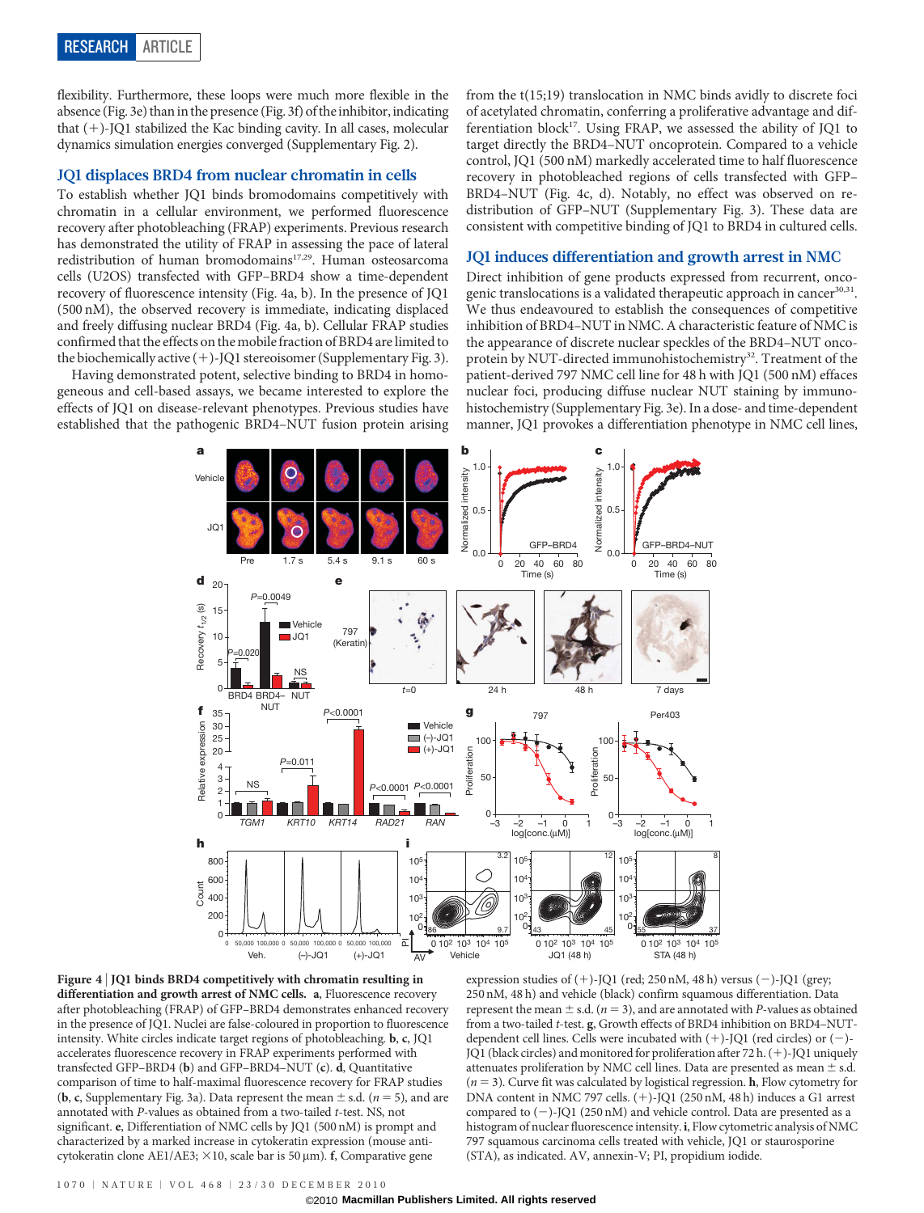flexibility. Furthermore, these loops were much more flexible in the absence (Fig. 3e) than in the presence (Fig. 3f) of the inhibitor, indicating that (+)-JQ1 stabilized the Kac binding cavity. In all cases, molecular dynamics simulation energies converged (Supplementary Fig. 2).

## JQ1 displaces BRD4 from nuclear chromatin in cells

To establish whether JQ1 binds bromodomains competitively with chromatin in a cellular environment, we performed fluorescence recovery after photobleaching (FRAP) experiments. Previous research has demonstrated the utility of FRAP in assessing the pace of lateral redistribution of human bromodomains[17,29]. Human osteosarcoma cells (U2OS) transfected with GFP–BRD4 show a time-dependent recovery of fluorescence intensity (Fig. 4a, b). In the presence of JQ1 (500 nM), the observed recovery is immediate, indicating displaced and freely diffusing nuclear BRD4 (Fig. 4a, b). Cellular FRAP studies confirmed that the effects on the mobile fraction of BRD4 are limited to the biochemically active (+)-JQ1 stereoisomer (Supplementary Fig. 3).

Having demonstrated potent, selective binding to BRD4 in homogeneous and cell-based assays, we became interested to explore the effects of JQ1 on disease-relevant phenotypes. Previous studies have established that the pathogenic BRD4–NUT fusion protein arising from the t(15;19) translocation in NMC binds avidly to discrete foci of acetylated chromatin, conferring a proliferative advantage and differentiation block[17]. Using FRAP, we assessed the ability of JQ1 to target directly the BRD4–NUT oncoprotein. Compared to a vehicle control, JQ1 (500 nM) markedly accelerated time to half fluorescence recovery in photobleached regions of cells transfected with GFP–BRD4–NUT (Fig. 4c, d). Notably, no effect was observed on redistribution of GFP–NUT (Supplementary Fig. 3). These data are consistent with competitive binding of JQ1 to BRD4 in cultured cells.

## JQ1 induces differentiation and growth arrest in NMC

Direct inhibition of gene products expressed from recurrent, oncogenic translocations is a validated therapeutic approach in cancer[30,31]. We thus endeavoured to establish the consequences of competitive inhibition of BRD4–NUT in NMC. A characteristic feature of NMC is the appearance of discrete nuclear speckles of the BRD4–NUT oncoprotein by NUT-directed immunohistochemistry[32]. Treatment of the patient-derived 797 NMC cell line for 48 h with JQ1 (500 nM) effaces nuclear foci, producing diffuse nuclear NUT staining by immunohistochemistry (Supplementary Fig. 3e). In a dose- and time-dependent manner, JQ1 provokes a differentiation phenotype in NMC cell lines,

**Figure 4 | JQ1 binds BRD4 competitively with chromatin resulting in differentiation and growth arrest of NMC cells.** **a**, Fluorescence recovery after photobleaching (FRAP) of GFP–BRD4 demonstrates enhanced recovery in the presence of JQ1. Nuclei are false-coloured in proportion to fluorescence intensity. White circles indicate target regions of photobleaching. **b**, **c**, JQ1 accelerates fluorescence recovery in FRAP experiments performed with transfected GFP–BRD4 (**b**) and GFP–BRD4–NUT (**c**). **d**, Quantitative comparison of time to half-maximal fluorescence recovery for FRAP studies (**b**, **c**, Supplementary Fig. 3a). Data represent the mean ± s.d. ($n = 5$), and are annotated with $P$-values as obtained from a two-tailed $t$-test. NS, not significant. **e**, Differentiation of NMC cells by JQ1 (500 nM) is prompt and characterized by a marked increase in cytokeratin expression (mouse anti-cytokeratin clone AE1/AE3; ×10, scale bar is 50 μm). **f**, Comparative gene expression studies of (+)-JQ1 (red; 250 nM, 48 h) versus (−)-JQ1 (grey; 250 nM, 48 h) and vehicle (black) confirm squamous differentiation. Data represent the mean ± s.d. ($n = 3$), and are annotated with $P$-values as obtained from a two-tailed $t$-test. **g**, Growth effects of BRD4 inhibition on BRD4–NUT-dependent cell lines. Cells were incubated with (+)-JQ1 (red circles) or (−)-JQ1 (black circles) and monitored for proliferation after 72 h. (+)-JQ1 uniquely attenuates proliferation by NMC cell lines. Data are presented as mean ± s.d. ($n = 3$). Curve fit was calculated by logistical regression. **h**, Flow cytometry for DNA content in NMC 797 cells. (+)-JQ1 (250 nM, 48 h) induces a G1 arrest compared to (−)-JQ1 (250 nM) and vehicle control. Data are presented as a histogram of nuclear fluorescence intensity. **i**, Flow cytometric analysis of NMC 797 squamous carcinoma cells treated with vehicle, JQ1 or staurosporine (STA), as indicated. AV, annexin-V; PI, propidium iodide.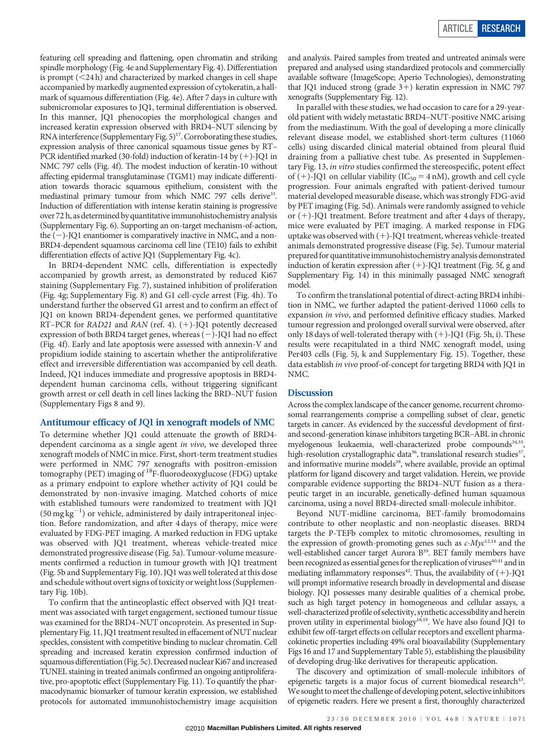featuring cell spreading and flattening, open chromatin and striking spindle morphology (Fig. 4e and Supplementary Fig. 4). Differentiation is prompt (<24 h) and characterized by marked changes in cell shape accompanied by markedly augmented expression of cytokeratin, a hallmark of squamous differentiation (Fig. 4e). After 7 days in culture with submicromolar exposures to JQ1, terminal differentiation is observed. In this manner, JQ1 phenocopies the morphological changes and increased keratin expression observed with BRD4–NUT silencing by RNA interference (Supplementary Fig. 5)[17]. Corroborating these studies, expression analysis of three canonical squamous tissue genes by RT–PCR identified marked (30-fold) induction of keratin-14 by (+)-JQ1 in NMC 797 cells (Fig. 4f). The modest induction of keratin-10 without affecting epidermal transglutaminase (TGM1) may indicate differentiation towards thoracic squamous epithelium, consistent with the mediastinal primary tumour from which NMC 797 cells derive[33]. Induction of differentiation with intense keratin staining is progressive over 72 h, as determined by quantitative immunohistochemistry analysis (Supplementary Fig. 6). Supporting an on-target mechanism-of-action, the (−)-JQ1 enantiomer is comparatively inactive in NMC, and a non-BRD4-dependent squamous carcinoma cell line (TE10) fails to exhibit differentiation effects of active JQ1 (Supplementary Fig. 4c).

In BRD4-dependent NMC cells, differentiation is expectedly accompanied by growth arrest, as demonstrated by reduced Ki67 staining (Supplementary Fig. 7), sustained inhibition of proliferation (Fig. 4g; Supplementary Fig. 8) and G1 cell-cycle arrest (Fig. 4h). To understand further the observed G1 arrest and to confirm an effect of JQ1 on known BRD4-dependent genes, we performed quantitative RT–PCR for *RAD21* and *RAN* (ref. 4). (+)-JQ1 potently decreased expression of both BRD4 target genes, whereas (−)-JQ1 had no effect (Fig. 4f). Early and late apoptosis were assessed with annexin-V and propidium iodide staining to ascertain whether the antiproliferative effect and irreversible differentiation was accompanied by cell death. Indeed, JQ1 induces immediate and progressive apoptosis in BRD4-dependent human carcinoma cells, without triggering significant growth arrest or cell death in cell lines lacking the BRD–NUT fusion (Supplementary Figs 8 and 9).

## Antitumour efficacy of JQ1 in xenograft models of NMC

To determine whether JQ1 could attenuate the growth of BRD4-dependent carcinoma as a single agent *in vivo*, we developed three xenograft models of NMC in mice. First, short-term treatment studies were performed in NMC 797 xenografts with positron-emission tomography (PET) imaging of $^{18}$F-fluorodeoxyglucose (FDG) uptake as a primary endpoint to explore whether activity of JQ1 could be demonstrated by non-invasive imaging. Matched cohorts of mice with established tumours were randomized to treatment with JQ1 ($50\ \text{mg kg}^{-1}$) or vehicle, administered by daily intraperitoneal injection. Before randomization, and after 4 days of therapy, mice were evaluated by FDG-PET imaging. A marked reduction in FDG uptake was observed with JQ1 treatment, whereas vehicle-treated mice demonstrated progressive disease (Fig. 5a). Tumour-volume measurements confirmed a reduction in tumour growth with JQ1 treatment (Fig. 5b and Supplementary Fig. 10). JQ1 was well tolerated at this dose and schedule without overt signs of toxicity or weight loss (Supplementary Fig. 10b).

To confirm that the antineoplastic effect observed with JQ1 treatment was associated with target engagement, sectioned tumour tissue was examined for the BRD4–NUT oncoprotein. As presented in Supplementary Fig. 11, JQ1 treatment resulted in effacement of NUT nuclear speckles, consistent with competitive binding to nuclear chromatin. Cell spreading and increased keratin expression confirmed induction of squamous differentiation (Fig. 5c). Decreased nuclear Ki67 and increased TUNEL staining in treated animals confirmed an ongoing antiproliferative, pro-apoptotic effect (Supplementary Fig. 11). To quantify the pharmacodynamic biomarker of tumour keratin expression, we established protocols for automated immunohistochemistry image acquisition and analysis. Paired samples from treated and untreated animals were prepared and analysed using standardized protocols and commercially available software (ImageScope; Aperio Technologies), demonstrating that JQ1 induced strong (grade 3+) keratin expression in NMC 797 xenografts (Supplementary Fig. 12).

In parallel with these studies, we had occasion to care for a 29-year-old patient with widely metastatic BRD4–NUT-positive NMC arising from the mediastinum. With the goal of developing a more clinically relevant disease model, we established short-term cultures (11060 cells) using discarded clinical material obtained from pleural fluid draining from a palliative chest tube. As presented in Supplementary Fig. 13, *in vitro* studies confirmed the stereospecific, potent effect of (+)-JQ1 on cellular viability ($IC_{50} = 4$ nM), growth and cell cycle progression. Four animals engrafted with patient-derived tumour material developed measurable disease, which was strongly FDG-avid by PET imaging (Fig. 5d). Animals were randomly assigned to vehicle or (+)-JQ1 treatment. Before treatment and after 4 days of therapy, mice were evaluated by PET imaging. A marked response in FDG uptake was observed with (+)-JQ1 treatment, whereas vehicle-treated animals demonstrated progressive disease (Fig. 5e). Tumour material prepared for quantitative immunohistochemistry analysis demonstrated induction of keratin expression after (+)-JQ1 treatment (Fig. 5f, g and Supplementary Fig. 14) in this minimally passaged NMC xenograft model.

To confirm the translational potential of direct-acting BRD4 inhibition in NMC, we further adapted the patient-derived 11060 cells to expansion *in vivo*, and performed definitive efficacy studies. Marked tumour regression and prolonged overall survival were observed, after only 18 days of well-tolerated therapy with (+)-JQ1 (Fig. 5h, i). These results were recapitulated in a third NMC xenograft model, using Per403 cells (Fig. 5j, k and Supplementary Fig. 15). Together, these data establish *in vivo* proof-of-concept for targeting BRD4 with JQ1 in NMC.

## Discussion

Across the complex landscape of the cancer genome, recurrent chromosomal rearrangements comprise a compelling subset of clear, genetic targets in cancer. As evidenced by the successful development of first- and second-generation kinase inhibitors targeting BCR–ABL in chronic myelogenous leukaemia, well-characterized probe compounds[34,35], high-resolution crystallographic data[36], translational research studies[37], and informative murine models[38], where available, provide an optimal platform for ligand discovery and target validation. Herein, we provide comparable evidence supporting the BRD4–NUT fusion as a therapeutic target in an incurable, genetically-defined human squamous carcinoma, using a novel BRD4-directed small-molecule inhibitor.

Beyond NUT-midline carcinoma, BET-family bromodomains contribute to other neoplastic and non-neoplastic diseases. BRD4 targets the P-TEFb complex to mitotic chromosomes, resulting in the expression of growth-promoting genes such as *c-Myc*[12,14] and the well-established cancer target Aurora B[39]. BET family members have been recognized as essential genes for the replication of viruses[40,41] and in mediating inflammatory responses[42]. Thus, the availability of (+)-JQ1 will prompt informative research broadly in developmental and disease biology. JQ1 possesses many desirable qualities of a chemical probe, such as high target potency in homogeneous and cellular assays, a well-characterized profile of selectivity, synthetic accessibility and herein proven utility in experimental biology[18,19]. We have also found JQ1 to exhibit few off-target effects on cellular receptors and excellent pharmacokinetic properties including 49% oral bioavailability (Supplementary Figs 16 and 17 and Supplementary Table 5), establishing the plausibility of developing drug-like derivatives for therapeutic application.

The discovery and optimization of small-molecule inhibitors of epigenetic targets is a major focus of current biomedical research[43]. We sought to meet the challenge of developing potent, selective inhibitors of epigenetic readers. Here we present a first, thoroughly characterized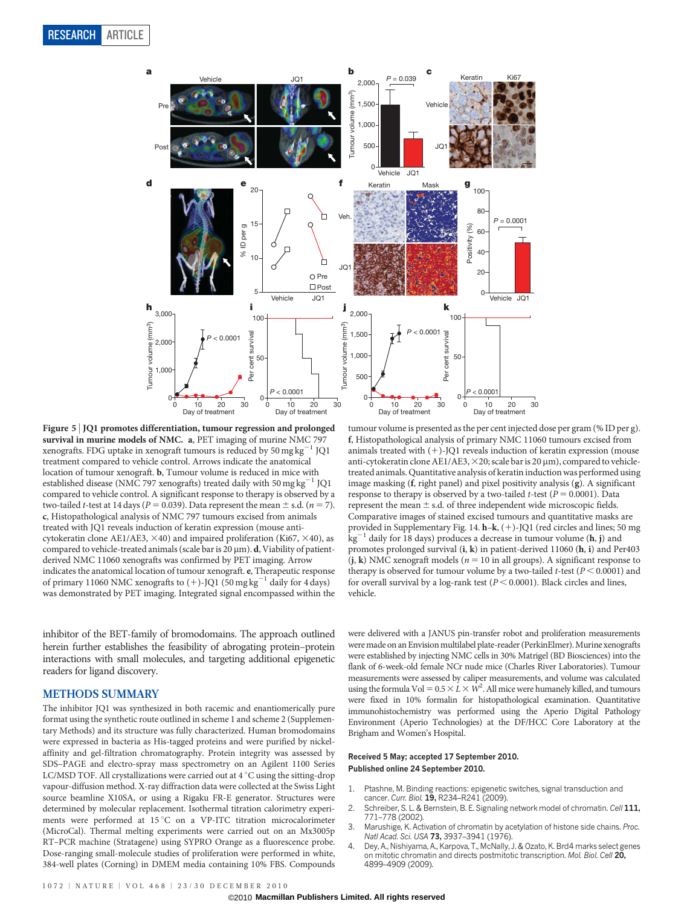**Figure 5 | JQ1 promotes differentiation, tumour regression and prolonged survival in murine models of NMC.** **a**, PET imaging of murine NMC 797 xenografts. FDG uptake in xenograft tumours is reduced by 50 mg kg$^{-1}$ JQ1 treatment compared to vehicle control. Arrows indicate the anatomical location of tumour xenograft. **b**, Tumour volume is reduced in mice with established disease (NMC 797 xenografts) treated daily with 50 mg kg$^{-1}$ JQ1 compared to vehicle control. A significant response to therapy is observed by a two-tailed $t$-test at 14 days ($P = 0.039$). Data represent the mean ± s.d. ($n = 7$). **c**, Histopathological analysis of NMC 797 tumours excised from animals treated with JQ1 reveals induction of keratin expression (mouse anti-cytokeratin clone AE1/AE3, ×40) and impaired proliferation (Ki67, ×40), as compared to vehicle-treated animals (scale bar is 20 μm). **d**, Viability of patient-derived NMC 11060 xenografts was confirmed by PET imaging. Arrow indicates the anatomical location of tumour xenograft. **e**, Therapeutic response of primary 11060 NMC xenografts to (+)-JQ1 (50 mg kg$^{-1}$ daily for 4 days) was demonstrated by PET imaging. Integrated signal encompassed within the tumour volume is presented as the per cent injected dose per gram (% ID per g). **f**, Histopathological analysis of primary NMC 11060 tumours excised from animals treated with (+)-JQ1 reveals induction of keratin expression (mouse anti-cytokeratin clone AE1/AE3, ×20; scale bar is 20 μm), compared to vehicle-treated animals. Quantitative analysis of keratin induction was performed using image masking (**f**, right panel) and pixel positivity analysis (**g**). A significant response to therapy is observed by a two-tailed $t$-test ($P = 0.0001$). Data represent the mean ± s.d. of three independent wide microscopic fields. Comparative images of stained excised tumours and quantitative masks are provided in Supplementary Fig. 14. **h**–**k**, (+)-JQ1 (red circles and lines; 50 mg kg$^{-1}$ daily for 18 days) produces a decrease in tumour volume (**h**, **j**) and promotes prolonged survival (**i**, **k**) in patient-derived 11060 (**h**, **i**) and Per403 (**j**, **k**) NMC xenograft models ($n = 10$ in all groups). A significant response to therapy is observed for tumour volume by a two-tailed $t$-test ($P < 0.0001$) and for overall survival by a log-rank test ($P < 0.0001$). Black circles and lines, vehicle.

inhibitor of the BET-family of bromodomains. The approach outlined herein further establishes the feasibility of abrogating protein–protein interactions with small molecules, and targeting additional epigenetic readers for ligand discovery.

## METHODS SUMMARY

The inhibitor JQ1 was synthesized in both racemic and enantiomerically pure format using the synthetic route outlined in scheme 1 and scheme 2 (Supplementary Methods) and its structure was fully characterized. Human bromodomains were expressed in bacteria as His-tagged proteins and were purified by nickel-affinity and gel-filtration chromatography. Protein integrity was assessed by SDS–PAGE and electro-spray mass spectrometry on an Agilent 1100 Series LC/MSD TOF. All crystallizations were carried out at 4 °C using the sitting-drop vapour-diffusion method. X-ray diffraction data were collected at the Swiss Light source beamline X10SA, or using a Rigaku FR-E generator. Structures were determined by molecular replacement. Isothermal titration calorimetry experiments were performed at 15 °C on a VP-ITC titration microcalorimeter (MicroCal). Thermal melting experiments were carried out on an Mx3005p RT–PCR machine (Stratagene) using SYPRO Orange as a fluorescence probe. Dose-ranging small-molecule studies of proliferation were performed in white, 384-well plates (Corning) in DMEM media containing 10% FBS. Compounds were delivered with a JANUS pin-transfer robot and proliferation measurements were made on an Envision multilabel plate-reader (PerkinElmer). Murine xenografts were established by injecting NMC cells in 30% Matrigel (BD Biosciences) into the flank of 6-week-old female NCr nude mice (Charles River Laboratories). Tumour measurements were assessed by caliper measurements, and volume was calculated using the formula Vol $= 0.5 \times L \times W^2$. All mice were humanely killed, and tumours were fixed in 10% formalin for histopathological examination. Quantitative immunohistochemistry was performed using the Aperio Digital Pathology Environment (Aperio Technologies) at the DF/HCC Core Laboratory at the Brigham and Women's Hospital.

**Received 5 May; accepted 17 September 2010.**
**Published online 24 September 2010.**

1. Ptashne, M. Binding reactions: epigenetic switches, signal transduction and cancer. *Curr. Biol.* **19,** R234–R241 (2009).
2. Schreiber, S. L. & Bernstein, B. E. Signaling network model of chromatin. *Cell* **111,** 771–778 (2002).
3. Marushige, K. Activation of chromatin by acetylation of histone side chains. *Proc. Natl Acad. Sci. USA* **73,** 3937–3941 (1976).
4. Dey, A., Nishiyama, A., Karpova, T., McNally, J. & Ozato, K. Brd4 marks select genes on mitotic chromatin and directs postmitotic transcription. *Mol. Biol. Cell* **20,** 4899–4909 (2009).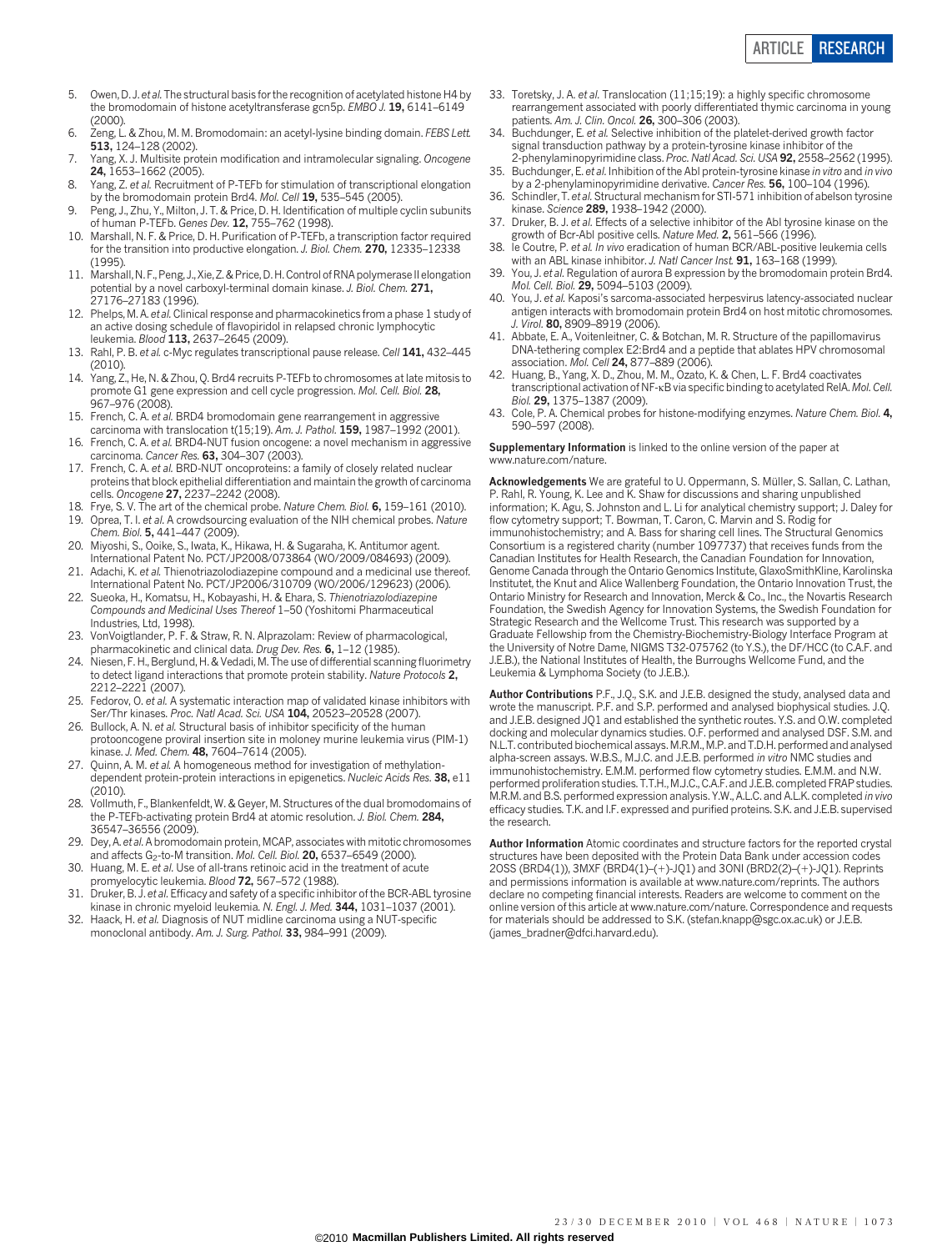5. Owen, D. J. *et al.* The structural basis for the recognition of acetylated histone H4 by the bromodomain of histone acetyltransferase gcn5p. *EMBO J.* **19,** 6141–6149 (2000).
6. Zeng, L. & Zhou, M. M. Bromodomain: an acetyl-lysine binding domain. *FEBS Lett.* **513,** 124–128 (2002).
7. Yang, X. J. Multisite protein modification and intramolecular signaling. *Oncogene* **24,** 1653–1662 (2005).
8. Yang, Z. *et al.* Recruitment of P-TEFb for stimulation of transcriptional elongation by the bromodomain protein Brd4. *Mol. Cell* **19,** 535–545 (2005).
9. Peng, J., Zhu, Y., Milton, J. T. & Price, D. H. Identification of multiple cyclin subunits of human P-TEFb. *Genes Dev.* **12,** 755–762 (1998).
10. Marshall, N. F. & Price, D. H. Purification of P-TEFb, a transcription factor required for the transition into productive elongation. *J. Biol. Chem.* **270,** 12335–12338 (1995).
11. Marshall, N. F., Peng, J., Xie, Z. & Price, D. H. Control of RNA polymerase II elongation potential by a novel carboxyl-terminal domain kinase. *J. Biol. Chem.* **271,** 27176–27183 (1996).
12. Phelps, M. A. *et al.* Clinical response and pharmacokinetics from a phase 1 study of an active dosing schedule of flavopiridol in relapsed chronic lymphocytic leukemia. *Blood* **113,** 2637–2645 (2009).
13. Rahl, P. B. *et al.* c-Myc regulates transcriptional pause release. *Cell* **141,** 432–445 (2010).
14. Yang, Z., He, N. & Zhou, Q. Brd4 recruits P-TEFb to chromosomes at late mitosis to promote G1 gene expression and cell cycle progression. *Mol. Cell. Biol.* **28,** 967–976 (2008).
15. French, C. A. *et al.* BRD4 bromodomain gene rearrangement in aggressive carcinoma with translocation t(15;19). *Am. J. Pathol.* **159,** 1987–1992 (2001).
16. French, C. A. *et al.* BRD4-NUT fusion oncogene: a novel mechanism in aggressive carcinoma. *Cancer Res.* **63,** 304–307 (2003).
17. French, C. A. *et al.* BRD-NUT oncoproteins: a family of closely related nuclear proteins that block epithelial differentiation and maintain the growth of carcinoma cells. *Oncogene* **27,** 2237–2242 (2008).
18. Frye, S. V. The art of the chemical probe. *Nature Chem. Biol.* **6,** 159–161 (2010).
19. Oprea, T. I. *et al.* A crowdsourcing evaluation of the NIH chemical probes. *Nature Chem. Biol.* **5,** 441–447 (2009).
20. Miyoshi, S., Ooike, S., Iwata, K., Hikawa, H. & Sugaraha, K. Antitumor agent. International Patent No. PCT/JP2008/073864 (WO/2009/084693) (2009).
21. Adachi, K. *et al.* Thienotriazolodiazepine compound and a medicinal use thereof. International Patent No. PCT/JP2006/310709 (WO/2006/129623) (2006).
22. Sueoka, H., Komatsu, H., Kobayashi, H. & Ehara, S. *Thienotriazolodiazepine Compounds and Medicinal Uses Thereof* 1–50 (Yoshitomi Pharmaceutical Industries, Ltd, 1998).
23. VonVoigtlander, P. F. & Straw, R. N. Alprazolam: Review of pharmacological, pharmacokinetic and clinical data. *Drug Dev. Res.* **6,** 1–12 (1985).
24. Niesen, F. H., Berglund, H. & Vedadi, M. The use of differential scanning fluorimetry to detect ligand interactions that promote protein stability. *Nature Protocols* **2,** 2212–2221 (2007).
25. Fedorov, O. *et al.* A systematic interaction map of validated kinase inhibitors with Ser/Thr kinases. *Proc. Natl Acad. Sci. USA* **104,** 20523–20528 (2007).
26. Bullock, A. N. *et al.* Structural basis of inhibitor specificity of the human protooncogene proviral insertion site in moloney murine leukemia virus (PIM-1) kinase. *J. Med. Chem.* **48,** 7604–7614 (2005).
27. Quinn, A. M. *et al.* A homogeneous method for investigation of methylation-dependent protein-protein interactions in epigenetics. *Nucleic Acids Res.* **38,** e11 (2010).
28. Vollmuth, F., Blankenfeldt, W. & Geyer, M. Structures of the dual bromodomains of the P-TEFb-activating protein Brd4 at atomic resolution. *J. Biol. Chem.* **284,** 36547–36556 (2009).
29. Dey, A. *et al.* A bromodomain protein, MCAP, associates with mitotic chromosomes and affects $G_2$-to-M transition. *Mol. Cell. Biol.* **20,** 6537–6549 (2000).
30. Huang, M. E. *et al.* Use of all-trans retinoic acid in the treatment of acute promyelocytic leukemia. *Blood* **72,** 567–572 (1988).
31. Druker, B. J. *et al.* Efficacy and safety of a specific inhibitor of the BCR-ABL tyrosine kinase in chronic myeloid leukemia. *N. Engl. J. Med.* **344,** 1031–1037 (2001).
32. Haack, H. *et al.* Diagnosis of NUT midline carcinoma using a NUT-specific monoclonal antibody. *Am. J. Surg. Pathol.* **33,** 984–991 (2009).
33. Toretsky, J. A. *et al.* Translocation (11;15;19): a highly specific chromosome rearrangement associated with poorly differentiated thymic carcinoma in young patients. *Am. J. Clin. Oncol.* **26,** 300–306 (2003).
34. Buchdunger, E. *et al.* Selective inhibition of the platelet-derived growth factor signal transduction pathway by a protein-tyrosine kinase inhibitor of the 2-phenylaminopyrimidine class. *Proc. Natl Acad. Sci. USA* **92,** 2558–2562 (1995).
35. Buchdunger, E. *et al.* Inhibition of the Abl protein-tyrosine kinase *in vitro* and *in vivo* by a 2-phenylaminopyrimidine derivative. *Cancer Res.* **56,** 100–104 (1996).
36. Schindler, T. *et al.* Structural mechanism for STI-571 inhibition of abelson tyrosine kinase. *Science* **289,** 1938–1942 (2000).
37. Druker, B. J. *et al.* Effects of a selective inhibitor of the Abl tyrosine kinase on the growth of Bcr-Abl positive cells. *Nature Med.* **2,** 561–566 (1996).
38. le Coutre, P. *et al. In vivo* eradication of human BCR/ABL-positive leukemia cells with an ABL kinase inhibitor. *J. Natl Cancer Inst.* **91,** 163–168 (1999).
39. You, J. *et al.* Regulation of aurora B expression by the bromodomain protein Brd4. *Mol. Cell. Biol.* **29,** 5094–5103 (2009).
40. You, J. *et al.* Kaposi's sarcoma-associated herpesvirus latency-associated nuclear antigen interacts with bromodomain protein Brd4 on host mitotic chromosomes. *J. Virol.* **80,** 8909–8919 (2006).
41. Abbate, E. A., Voitenleitner, C. & Botchan, M. R. Structure of the papillomavirus DNA-tethering complex E2:Brd4 and a peptide that ablates HPV chromosomal association. *Mol. Cell* **24,** 877–889 (2006).
42. Huang, B., Yang, X. D., Zhou, M. M., Ozato, K. & Chen, L. F. Brd4 coactivates transcriptional activation of NF-κB via specific binding to acetylated RelA. *Mol. Cell. Biol.* **29,** 1375–1387 (2009).
43. Cole, P. A. Chemical probes for histone-modifying enzymes. *Nature Chem. Biol.* **4,** 590–597 (2008).

**Supplementary Information** is linked to the online version of the paper at www.nature.com/nature.

**Acknowledgements** We are grateful to U. Oppermann, S. Müller, S. Sallan, C. Lathan, P. Rahl, R. Young, K. Lee and K. Shaw for discussions and sharing unpublished information; K. Agu, S. Johnston and L. Li for analytical chemistry support; J. Daley for flow cytometry support; T. Bowman, T. Caron, C. Marvin and S. Rodig for immunohistochemistry; and A. Bass for sharing cell lines. The Structural Genomics Consortium is a registered charity (number 1097737) that receives funds from the Canadian Institutes for Health Research, the Canadian Foundation for Innovation, Genome Canada through the Ontario Genomics Institute, GlaxoSmithKline, Karolinska Institutet, the Knut and Alice Wallenberg Foundation, the Ontario Innovation Trust, the Ontario Ministry for Research and Innovation, Merck & Co., Inc., the Novartis Research Foundation, the Swedish Agency for Innovation Systems, the Swedish Foundation for Strategic Research and the Wellcome Trust. This research was supported by a Graduate Fellowship from the Chemistry-Biochemistry-Biology Interface Program at the University of Notre Dame, NIGMS T32-075762 (to Y.S.), the DF/HCC (to C.A.F. and J.E.B.), the National Institutes of Health, the Burroughs Wellcome Fund, and the Leukemia & Lymphoma Society (to J.E.B.).

**Author Contributions** P.F., J.Q., S.K. and J.E.B. designed the study, analysed data and wrote the manuscript. P.F. and S.P. performed and analysed biophysical studies. J.Q. and J.E.B. designed JQ1 and established the synthetic routes. Y.S. and O.W. completed docking and molecular dynamics studies. O.F. performed and analysed DSF. S.M. and N.L.T. contributed biochemical assays. M.R.M., M.P. and T.D.H. performed and analysed alpha-screen assays. W.B.S., M.J.C. and J.E.B. performed *in vitro* NMC studies and immunohistochemistry. E.M.M. performed flow cytometry studies. E.M.M. and N.W. performed proliferation studies. T.T.H., M.J.C., C.A.F. and J.E.B. completed FRAP studies. M.R.M. and B.S. performed expression analysis. Y.W., A.L.C. and A.L.K. completed *in vivo* efficacy studies. T.K. and I.F. expressed and purified proteins. S.K. and J.E.B. supervised the research.

**Author Information** Atomic coordinates and structure factors for the reported crystal structures have been deposited with the Protein Data Bank under accession codes 2OSS (BRD4(1)), 3MXF (BRD4(1)–(+)-JQ1) and 3ONI (BRD2(2)–(+)-JQ1). Reprints and permissions information is available at www.nature.com/reprints. The authors declare no competing financial interests. Readers are welcome to comment on the online version of this article at www.nature.com/nature. Correspondence and requests for materials should be addressed to S.K. (stefan.knapp@sgc.ox.ac.uk) or J.E.B. (james_bradner@dfci.harvard.edu).